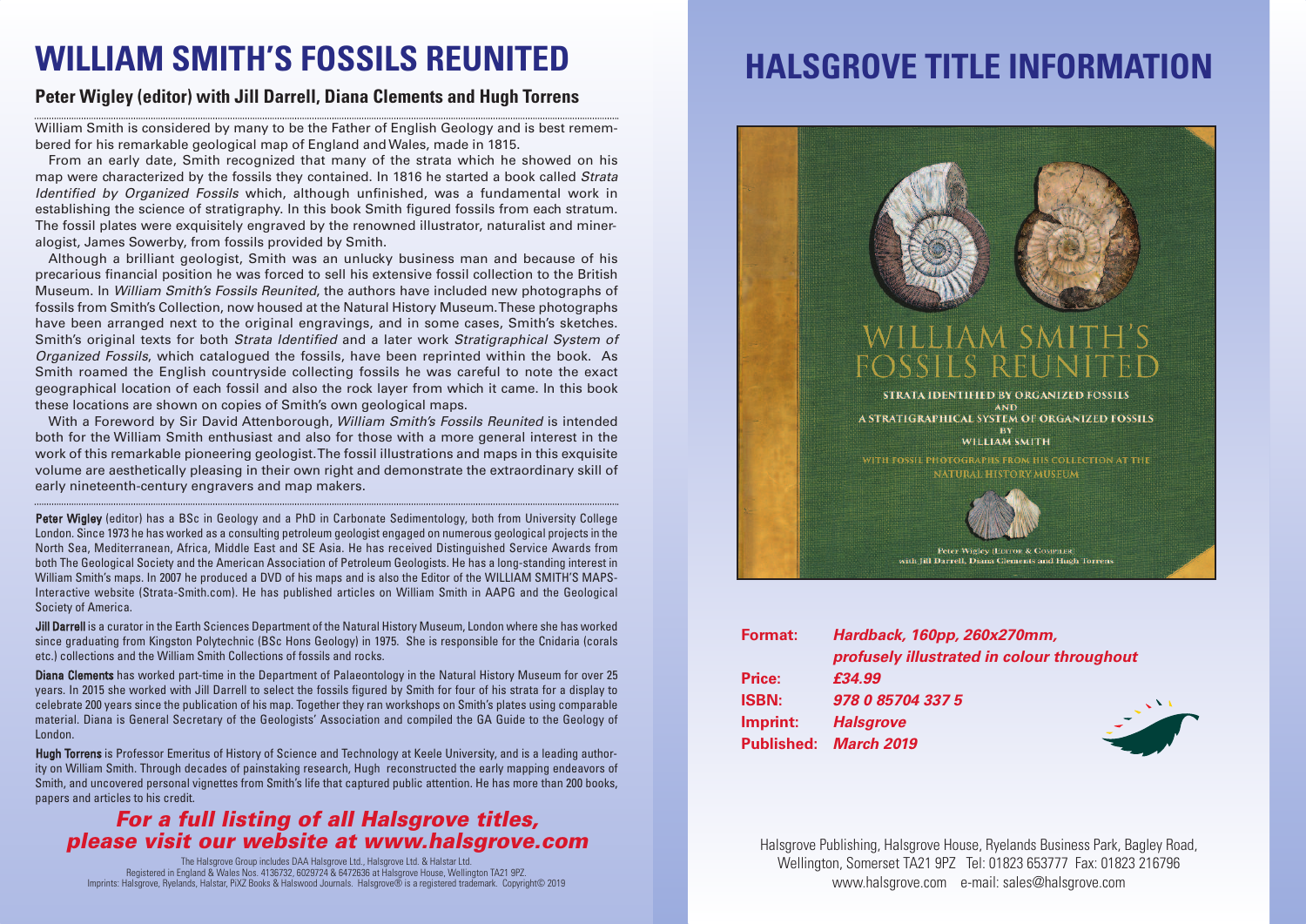# WILLIAM SMITH'S FOSSILS REUNITED

## Peter Wigley (editor) with Jill Darrell, Diana Clements and Hugh Torrens

William Smith is considered by many to be the Father of English Geology and is best remembered for his remarkable geological map of England and Wales, made in 1815.

From an early date, Smith recognized that many of the strata which he showed on his map were characterized by the fossils they contained. In 1816 he started a book called *Strata Identified by Organized Fossils* which, although unfinished, was a fundamental work in establishing the science of stratigraphy. In this book Smith figured fossils from each stratum. The fossil plates were exquisitely engraved by the renowned illustrator, naturalist and mineralogist, James Sowerby, from fossils provided by Smith.

Although a brilliant geologist, Smith was an unlucky business man and because of his precarious financial position he was forced to sell his extensive fossil collection to the British Museum. In *William Smith's Fossils Reunited*, the authors have included new photographs of fossils from Smith's Collection, now housed at the Natural History Museum. These photographs have been arranged next to the original engravings, and in some cases, Smith's sketches. Smith's original texts for both *Strata Identified* and a later work *Stratigraphical System of Organized Fossils*, which catalogued the fossils, have been reprinted within the book. As Smith roamed the English countryside collecting fossils he was careful to note the exact geographical location of each fossil and also the rock layer from which it came. In this book these locations are shown on copies of Smith's own geological maps.

With a Foreword by Sir David Attenborough, *William Smith's Fossils Reunited* is intended both for the William Smith enthusiast and also for those with a more general interest in the work of this remarkable pioneering geologist. The fossil illustrations and maps in this exquisite volume are aesthetically pleasing in their own right and demonstrate the extraordinary skill of early nineteenth-century engravers and map makers.

**Peter Wigley** (editor) has a BSc in Geology and a PhD in Carbonate Sedimentology, both from University College London. Since 1973 he has worked as a consulting petroleum geologist engaged on numerous geological projects in the North Sea, Mediterranean, Africa, Middle East and SE Asia. He has received Distinguished Service Awards from both The Geological Society and the American Association of Petroleum Geologists. He has a long-standing interest in William Smith's maps. In 2007 he produced a DVD of his maps and is also the Editor of the WILLIAM SMITH'S MAPS-Interactive website (Strata-Smith.com). He has published articles on William Smith in AAPG and the Geological Society of America.

**Jill Darrell** is a curator in the Earth Sciences Department of the Natural History Museum, London where she has worked since graduating from Kingston Polytechnic (BSc Hons Geology) in 1975. She is responsible for the Cnidaria (corals etc.) collections and the William Smith Collections of fossils and rocks.

**Diana Clements** has worked part-time in the Department of Palaeontology in the Natural History Museum for over 25 years. In 2015 she worked with Jill Darrell to select the fossils figured by Smith for four of his strata for a display to celebrate 200 years since the publication of his map. Together they ran workshops on Smith's plates using comparable material. Diana is General Secretary of the Geologists' Association and compiled the GA Guide to the Geology of London.

**Hugh Torrens** is Professor Emeritus of History of Science and Technology at Keele University, and is a leading authority on William Smith. Through decades of painstaking research, Hugh reconstructed the early mapping endeavors of Smith, and uncovered personal vignettes from Smith's life that captured public attention. He has more than 200 books, papers and articles to his credit.

***For a full listing of all Halsgrove titles, please visit our website at www.halsgrove.com***

The Halsgrove Group includes DAA Halsgrove Ltd., Halsgrove Ltd. & Halstar Ltd.
Registered in England & Wales Nos. 4136732, 6029724 & 6472636 at Halsgrove House, Wellington TA21 9PZ.
Imprints: Halsgrove, Ryelands, Halstar, PiXZ Books & Halswood Journals. Halsgrove® is a registered trademark. Copyright© 2019

# HALSGROVE TITLE INFORMATION

WILLIAM SMITH'S FOSSILS REUNITED

STRATA IDENTIFIED BY ORGANIZED FOSSILS AND A STRATIGRAPHICAL SYSTEM OF ORGANIZED FOSSILS BY WILLIAM SMITH

WITH FOSSIL PHOTOGRAPHS FROM HIS COLLECTION AT THE NATURAL HISTORY MUSEUM

Peter Wigley (Editor & Compiler) with Jill Darrell, Diana Clements and Hugh Torrens

**Format:** ***Hardback, 160pp, 260x270mm, profusely illustrated in colour throughout***
**Price:** ***£34.99***
**ISBN:** ***978 0 85704 337 5***
**Imprint:** ***Halsgrove***
**Published:** ***March 2019***

Halsgrove Publishing, Halsgrove House, Ryelands Business Park, Bagley Road, Wellington, Somerset TA21 9PZ Tel: 01823 653777 Fax: 01823 216796
www.halsgrove.com e-mail: sales@halsgrove.com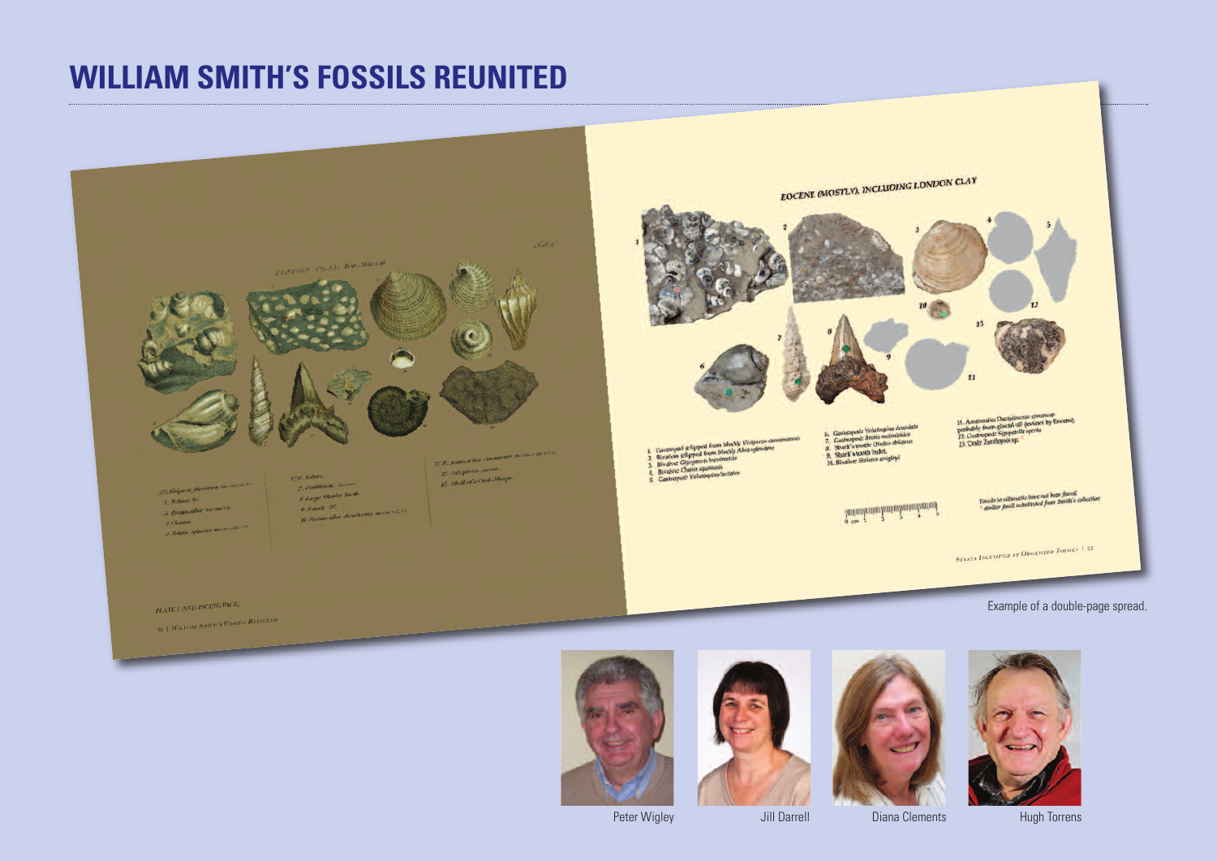# WILLIAM SMITH'S FOSSILS REUNITED

Example of a double-page spread.

Peter Wigley

Jill Darrell

Diana Clements

Hugh Torrens